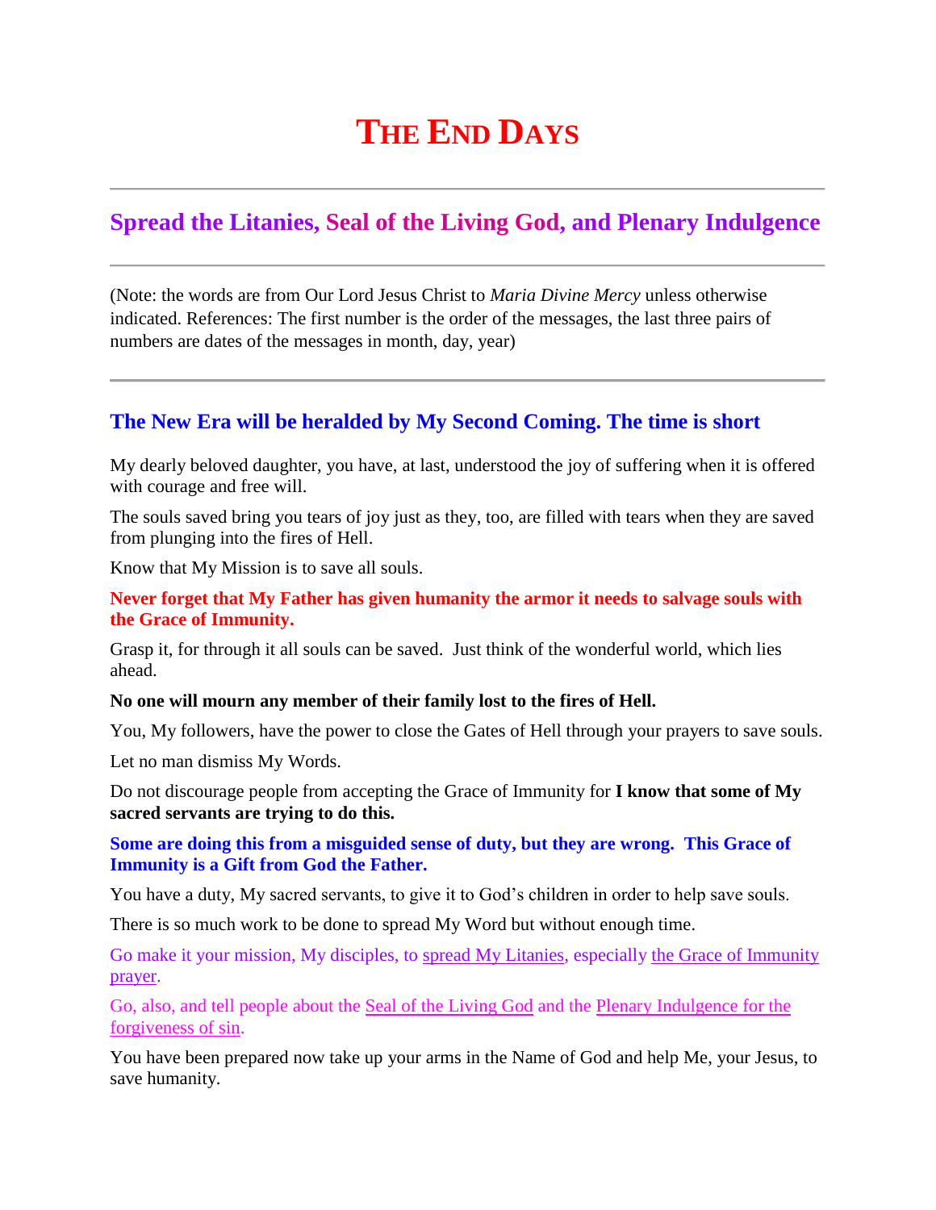# THE END DAYS

---

## Spread the Litanies, Seal of the Living God, and Plenary Indulgence

---

(Note: the words are from Our Lord Jesus Christ to *Maria Divine Mercy* unless otherwise indicated. References: The first number is the order of the messages, the last three pairs of numbers are dates of the messages in month, day, year)

---

### The New Era will be heralded by My Second Coming. The time is short

My dearly beloved daughter, you have, at last, understood the joy of suffering when it is offered with courage and free will.

The souls saved bring you tears of joy just as they, too, are filled with tears when they are saved from plunging into the fires of Hell.

Know that My Mission is to save all souls.

**Never forget that My Father has given humanity the armor it needs to salvage souls with the Grace of Immunity.**

Grasp it, for through it all souls can be saved.  Just think of the wonderful world, which lies ahead.

**No one will mourn any member of their family lost to the fires of Hell.**

You, My followers, have the power to close the Gates of Hell through your prayers to save souls.

Let no man dismiss My Words.

Do not discourage people from accepting the Grace of Immunity for **I know that some of My sacred servants are trying to do this.**

**Some are doing this from a misguided sense of duty, but they are wrong.  This Grace of Immunity is a Gift from God the Father.**

You have a duty, My sacred servants, to give it to God's children in order to help save souls.

There is so much work to be done to spread My Word but without enough time.

Go make it your mission, My disciples, to spread My Litanies, especially the Grace of Immunity prayer.

Go, also, and tell people about the Seal of the Living God and the Plenary Indulgence for the forgiveness of sin.

You have been prepared now take up your arms in the Name of God and help Me, your Jesus, to save humanity.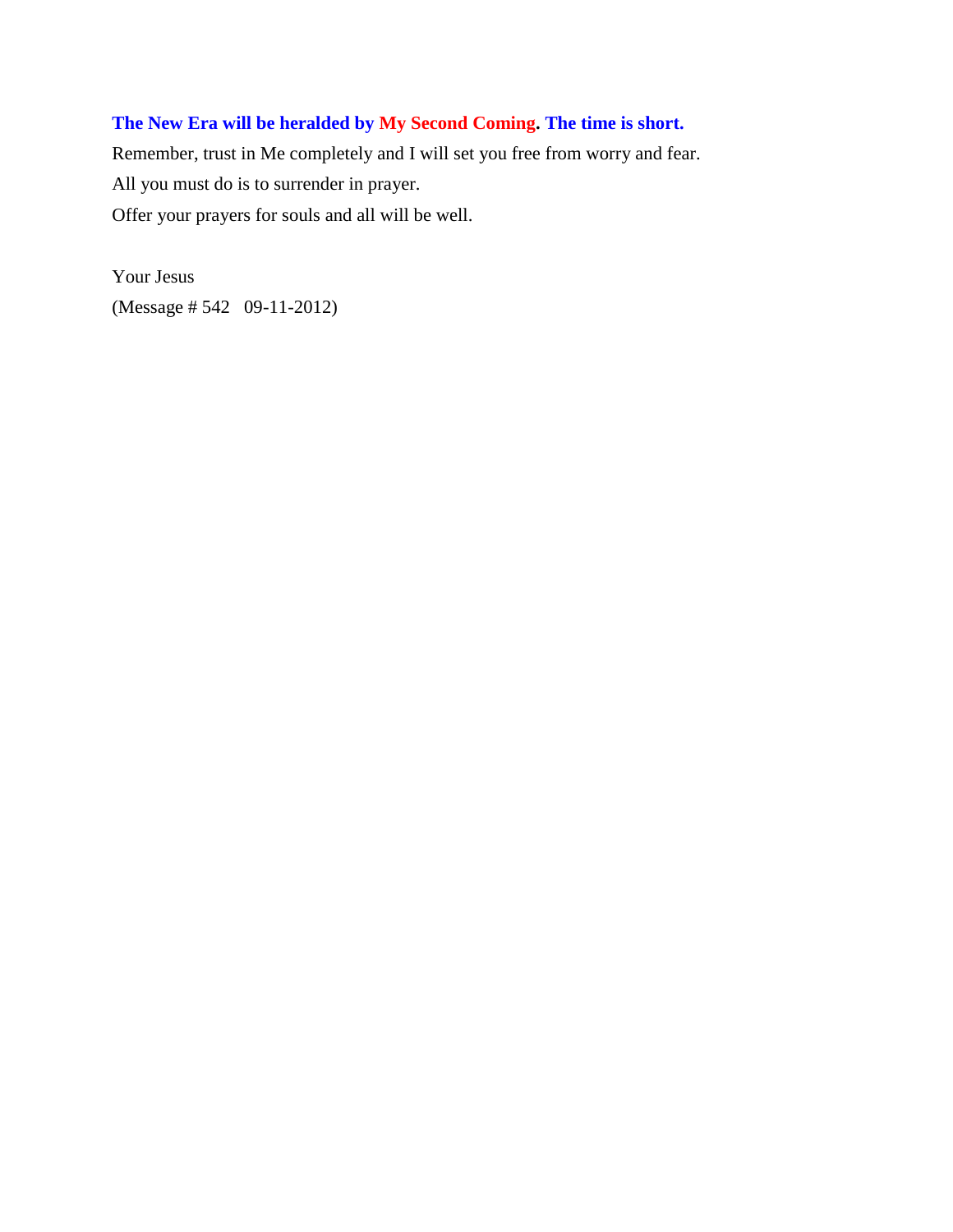**The New Era will be heralded by My Second Coming. The time is short.**

Remember, trust in Me completely and I will set you free from worry and fear.

All you must do is to surrender in prayer.

Offer your prayers for souls and all will be well.

Your Jesus

(Message # 542 09-11-2012)